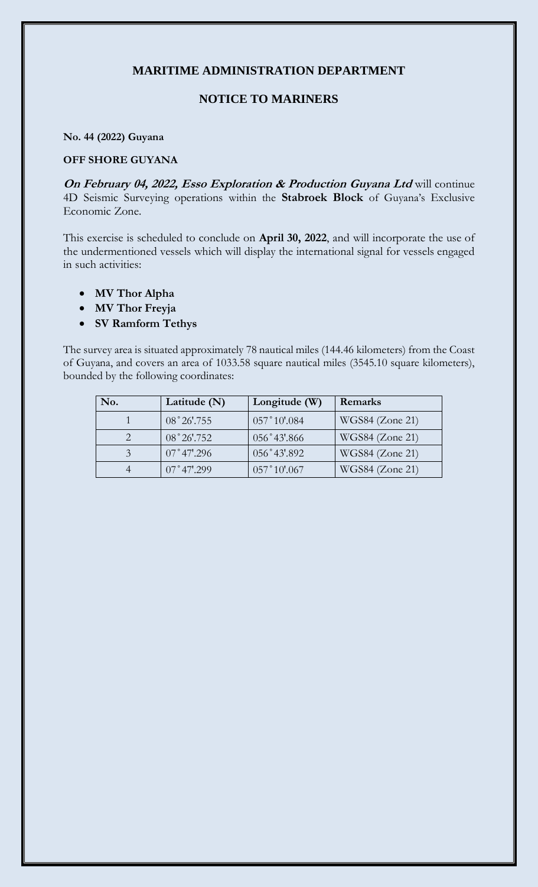## MARITIME ADMINISTRATION DEPARTMENT

## NOTICE TO MARINERS

**No. 44 (2022) Guyana**

**OFF SHORE GUYANA**

***On February 04, 2022, Esso Exploration & Production Guyana Ltd*** will continue 4D Seismic Surveying operations within the **Stabroek Block** of Guyana's Exclusive Economic Zone.

This exercise is scheduled to conclude on **April 30, 2022**, and will incorporate the use of the undermentioned vessels which will display the international signal for vessels engaged in such activities:

- **MV Thor Alpha**
- **MV Thor Freyja**
- **SV Ramform Tethys**

The survey area is situated approximately 78 nautical miles (144.46 kilometers) from the Coast of Guyana, and covers an area of 1033.58 square nautical miles (3545.10 square kilometers), bounded by the following coordinates:

| No. | Latitude (N) | Longitude (W) | Remarks |
|---|---|---|---|
| 1 | 08˚26'.755 | 057˚10'.084 | WGS84 (Zone 21) |
| 2 | 08˚26'.752 | 056˚43'.866 | WGS84 (Zone 21) |
| 3 | 07˚47'.296 | 056˚43'.892 | WGS84 (Zone 21) |
| 4 | 07˚47'.299 | 057˚10'.067 | WGS84 (Zone 21) |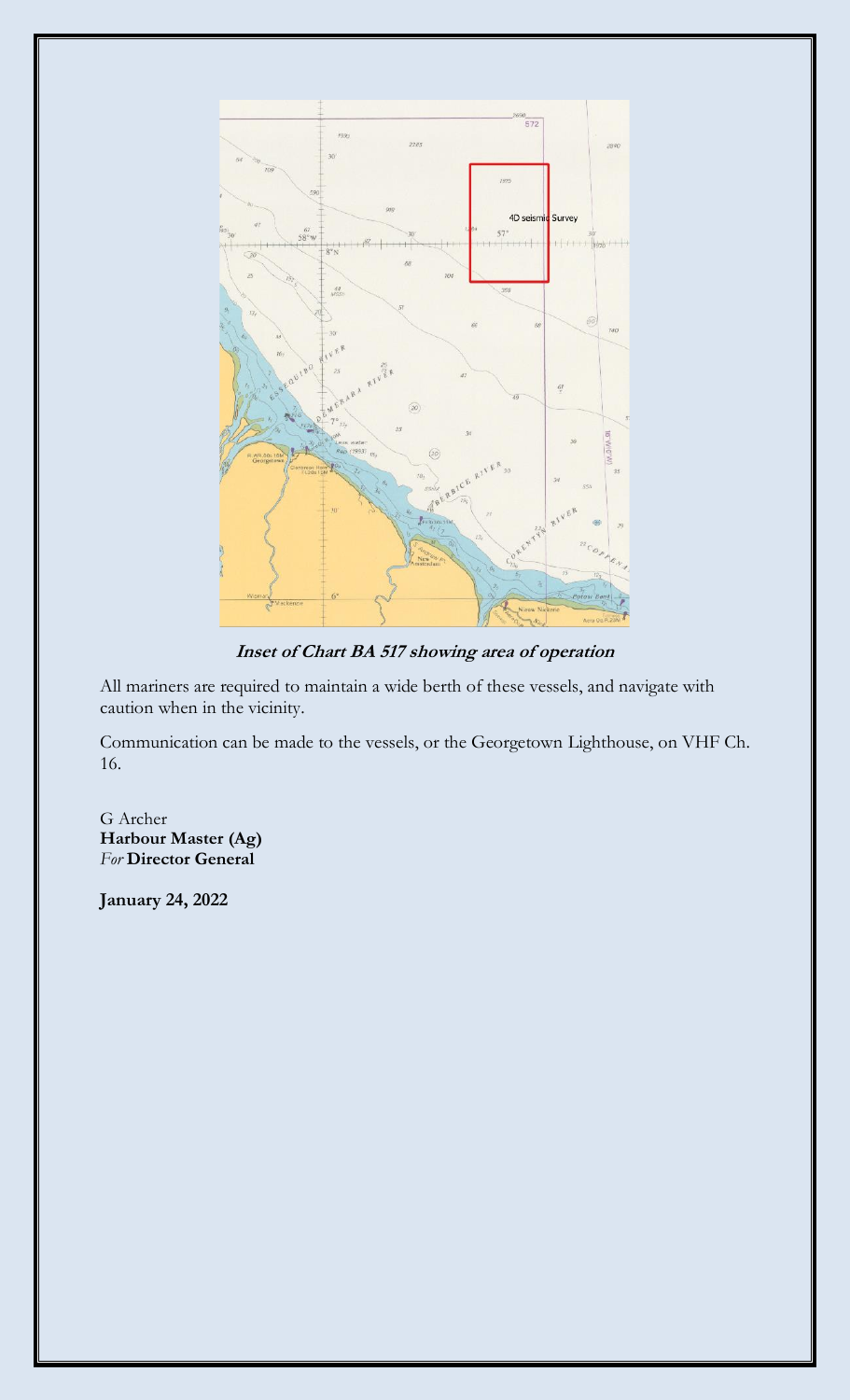***Inset of Chart BA 517 showing area of operation***

All mariners are required to maintain a wide berth of these vessels, and navigate with caution when in the vicinity.

Communication can be made to the vessels, or the Georgetown Lighthouse, on VHF Ch. 16.

G Archer
**Harbour Master (Ag)**
*For* **Director General**

**January 24, 2022**